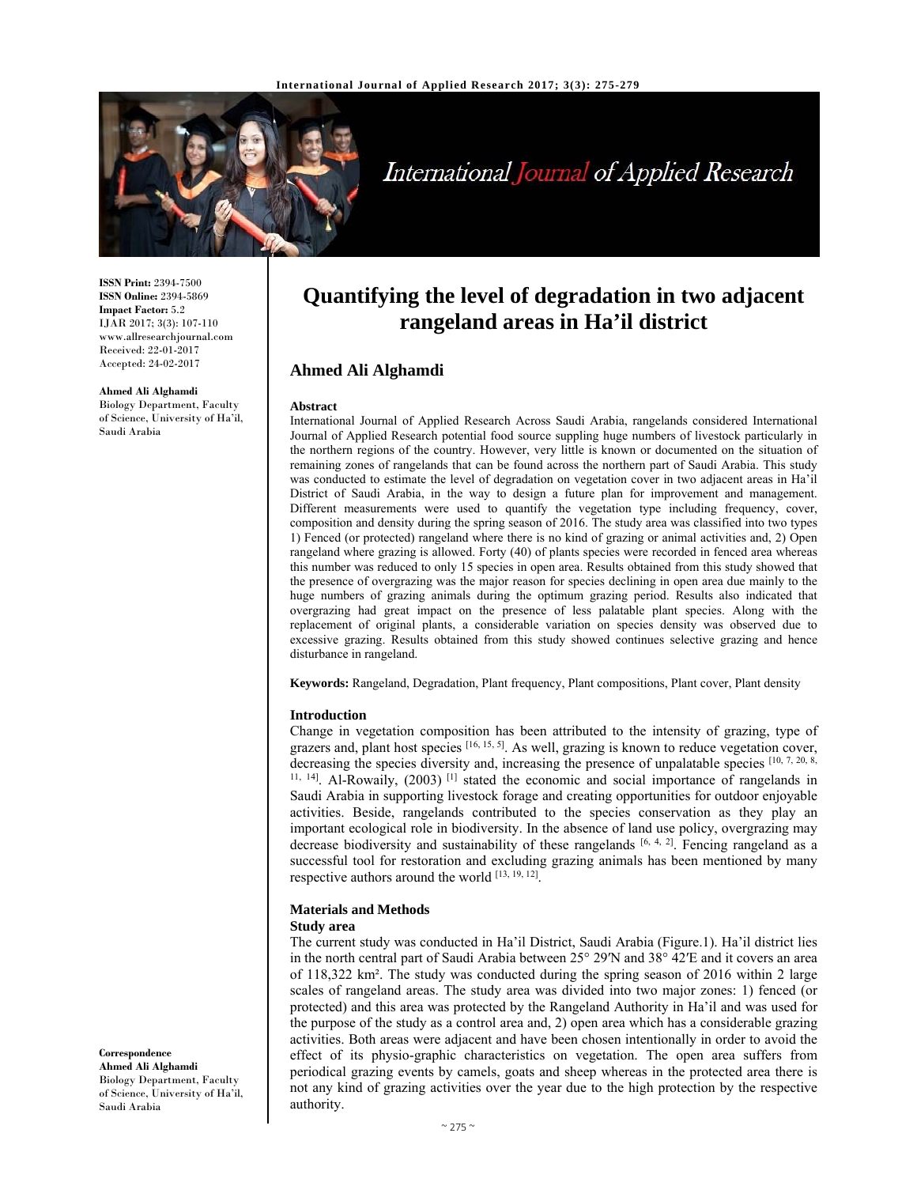ISSN Print: 2394-7500
ISSN Online: 2394-5869
Impact Factor: 5.2
IJAR 2017; 3(3): 107-110
www.allresearchjournal.com
Received: 22-01-2017
Accepted: 24-02-2017

**Ahmed Ali Alghamdi**
Biology Department, Faculty of Science, University of Ha'il, Saudi Arabia

**Correspondence**
**Ahmed Ali Alghamdi**
Biology Department, Faculty of Science, University of Ha'il, Saudi Arabia

# Quantifying the level of degradation in two adjacent rangeland areas in Ha'il district

## Ahmed Ali Alghamdi

### Abstract

International Journal of Applied Research Across Saudi Arabia, rangelands considered International Journal of Applied Research potential food source suppling huge numbers of livestock particularly in the northern regions of the country. However, very little is known or documented on the situation of remaining zones of rangelands that can be found across the northern part of Saudi Arabia. This study was conducted to estimate the level of degradation on vegetation cover in two adjacent areas in Ha'il District of Saudi Arabia, in the way to design a future plan for improvement and management. Different measurements were used to quantify the vegetation type including frequency, cover, composition and density during the spring season of 2016. The study area was classified into two types 1) Fenced (or protected) rangeland where there is no kind of grazing or animal activities and, 2) Open rangeland where grazing is allowed. Forty (40) of plants species were recorded in fenced area whereas this number was reduced to only 15 species in open area. Results obtained from this study showed that the presence of overgrazing was the major reason for species declining in open area due mainly to the huge numbers of grazing animals during the optimum grazing period. Results also indicated that overgrazing had great impact on the presence of less palatable plant species. Along with the replacement of original plants, a considerable variation on species density was observed due to excessive grazing. Results obtained from this study showed continues selective grazing and hence disturbance in rangeland.

**Keywords:** Rangeland, Degradation, Plant frequency, Plant compositions, Plant cover, Plant density

### Introduction

Change in vegetation composition has been attributed to the intensity of grazing, type of grazers and, plant host species [16, 15, 5]. As well, grazing is known to reduce vegetation cover, decreasing the species diversity and, increasing the presence of unpalatable species [10, 7, 20, 8, 11, 14]. Al-Rowaily, (2003) [1] stated the economic and social importance of rangelands in Saudi Arabia in supporting livestock forage and creating opportunities for outdoor enjoyable activities. Beside, rangelands contributed to the species conservation as they play an important ecological role in biodiversity. In the absence of land use policy, overgrazing may decrease biodiversity and sustainability of these rangelands [6, 4, 2]. Fencing rangeland as a successful tool for restoration and excluding grazing animals has been mentioned by many respective authors around the world [13, 19, 12].

### Materials and Methods

#### Study area

The current study was conducted in Ha'il District, Saudi Arabia (Figure.1). Ha'il district lies in the north central part of Saudi Arabia between 25° 29′N and 38° 42′E and it covers an area of 118,322 km². The study was conducted during the spring season of 2016 within 2 large scales of rangeland areas. The study area was divided into two major zones: 1) fenced (or protected) and this area was protected by the Rangeland Authority in Ha'il and was used for the purpose of the study as a control area and, 2) open area which has a considerable grazing activities. Both areas were adjacent and have been chosen intentionally in order to avoid the effect of its physio-graphic characteristics on vegetation. The open area suffers from periodical grazing events by camels, goats and sheep whereas in the protected area there is not any kind of grazing activities over the year due to the high protection by the respective authority.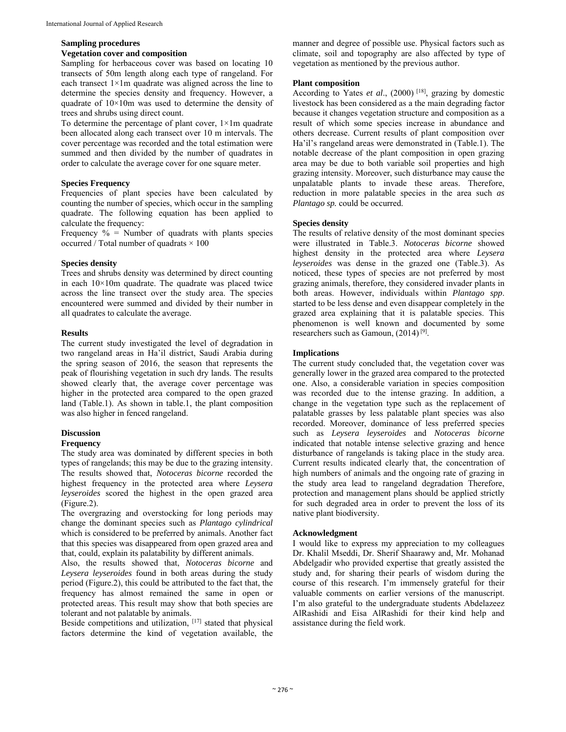## Sampling procedures

### Vegetation cover and composition

Sampling for herbaceous cover was based on locating 10 transects of 50m length along each type of rangeland. For each transect 1×1m quadrate was aligned across the line to determine the species density and frequency. However, a quadrate of 10×10m was used to determine the density of trees and shrubs using direct count.

To determine the percentage of plant cover, 1×1m quadrate been allocated along each transect over 10 m intervals. The cover percentage was recorded and the total estimation were summed and then divided by the number of quadrates in order to calculate the average cover for one square meter.

### Species Frequency

Frequencies of plant species have been calculated by counting the number of species, which occur in the sampling quadrate. The following equation has been applied to calculate the frequency:

Frequency % = Number of quadrats with plants species occurred / Total number of quadrats × 100

### Species density

Trees and shrubs density was determined by direct counting in each 10×10m quadrate. The quadrate was placed twice across the line transect over the study area. The species encountered were summed and divided by their number in all quadrates to calculate the average.

## Results

The current study investigated the level of degradation in two rangeland areas in Ha'il district, Saudi Arabia during the spring season of 2016, the season that represents the peak of flourishing vegetation in such dry lands. The results showed clearly that, the average cover percentage was higher in the protected area compared to the open grazed land (Table.1). As shown in table.1, the plant composition was also higher in fenced rangeland.

## Discussion

### Frequency

The study area was dominated by different species in both types of rangelands; this may be due to the grazing intensity. The results showed that, *Notoceras bicorne* recorded the highest frequency in the protected area where *Leysera leyseroides* scored the highest in the open grazed area (Figure.2).

The overgrazing and overstocking for long periods may change the dominant species such as *Plantago cylindrical* which is considered to be preferred by animals. Another fact that this species was disappeared from open grazed area and that, could, explain its palatability by different animals.

Also, the results showed that, *Notoceras bicorne* and *Leysera leyseroides* found in both areas during the study period (Figure.2), this could be attributed to the fact that, the frequency has almost remained the same in open or protected areas. This result may show that both species are tolerant and not palatable by animals.

Beside competitions and utilization, [17] stated that physical factors determine the kind of vegetation available, the manner and degree of possible use. Physical factors such as climate, soil and topography are also affected by type of vegetation as mentioned by the previous author.

### Plant composition

According to Yates *et al*., (2000) [18], grazing by domestic livestock has been considered as a the main degrading factor because it changes vegetation structure and composition as a result of which some species increase in abundance and others decrease. Current results of plant composition over Ha'il's rangeland areas were demonstrated in (Table.1). The notable decrease of the plant composition in open grazing area may be due to both variable soil properties and high grazing intensity. Moreover, such disturbance may cause the unpalatable plants to invade these areas. Therefore, reduction in more palatable species in the area such *as Plantago sp.* could be occurred.

### Species density

The results of relative density of the most dominant species were illustrated in Table.3. *Notoceras bicorne* showed highest density in the protected area where *Leysera leyseroides* was dense in the grazed one (Table.3). As noticed, these types of species are not preferred by most grazing animals, therefore, they considered invader plants in both areas. However, individuals within *Plantago spp*. started to be less dense and even disappear completely in the grazed area explaining that it is palatable species. This phenomenon is well known and documented by some researchers such as Gamoun, (2014) [9].

### Implications

The current study concluded that, the vegetation cover was generally lower in the grazed area compared to the protected one. Also, a considerable variation in species composition was recorded due to the intense grazing. In addition, a change in the vegetation type such as the replacement of palatable grasses by less palatable plant species was also recorded. Moreover, dominance of less preferred species such as *Leysera leyseroides* and *Notoceras bicorne* indicated that notable intense selective grazing and hence disturbance of rangelands is taking place in the study area. Current results indicated clearly that, the concentration of high numbers of animals and the ongoing rate of grazing in the study area lead to rangeland degradation Therefore, protection and management plans should be applied strictly for such degraded area in order to prevent the loss of its native plant biodiversity.

### Acknowledgment

I would like to express my appreciation to my colleagues Dr. Khalil Mseddi, Dr. Sherif Shaarawy and, Mr. Mohanad Abdelgadir who provided expertise that greatly assisted the study and, for sharing their pearls of wisdom during the course of this research. I'm immensely grateful for their valuable comments on earlier versions of the manuscript. I'm also grateful to the undergraduate students Abdelazeez AlRashidi and Eisa AlRashidi for their kind help and assistance during the field work.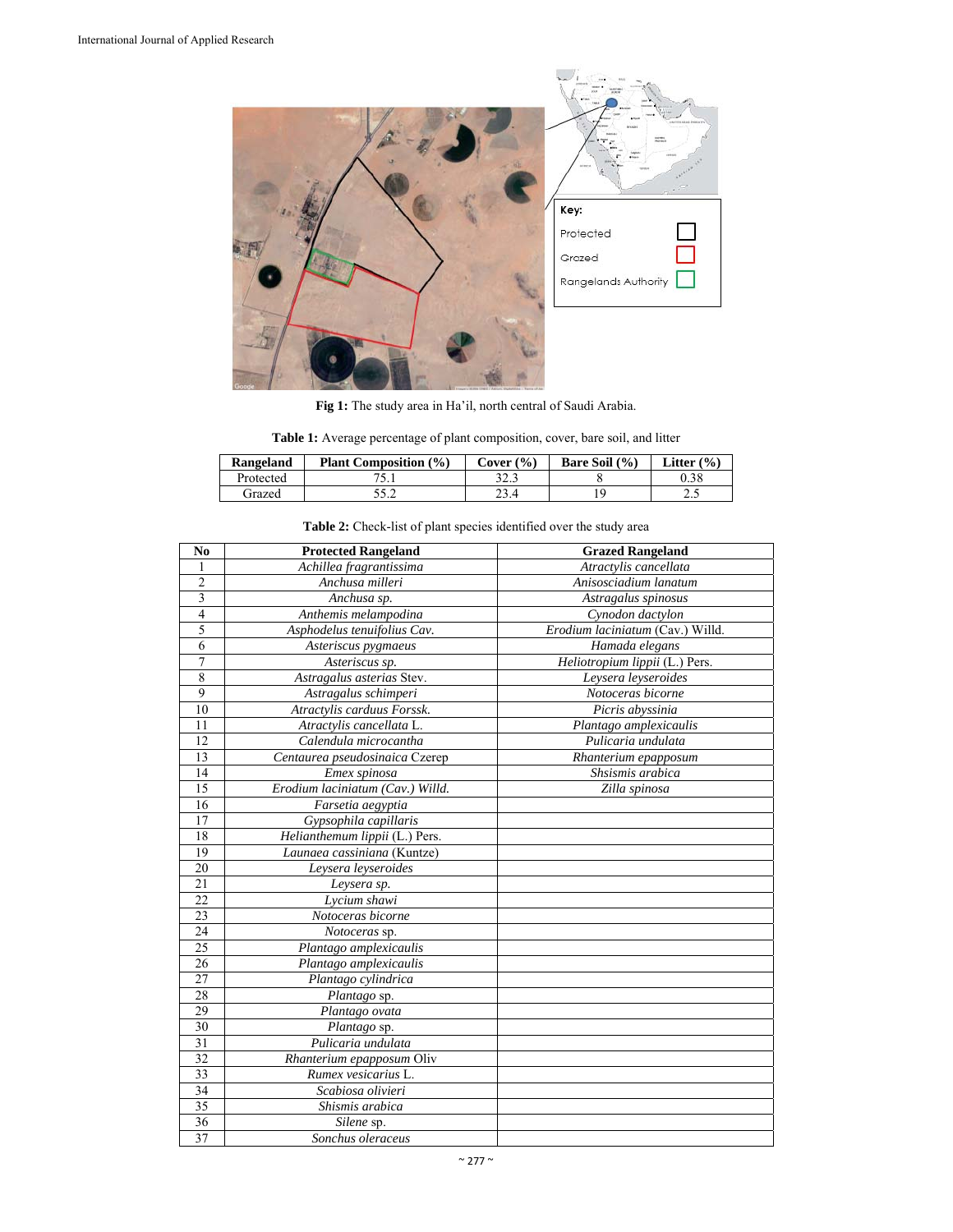Fig 1: The study area in Ha'il, north central of Saudi Arabia.

**Table 1:** Average percentage of plant composition, cover, bare soil, and litter

| Rangeland | Plant Composition (%) | Cover (%) | Bare Soil (%) | Litter (%) |
|---|---|---|---|---|
| Protected | 75.1 | 32.3 | 8 | 0.38 |
| Grazed | 55.2 | 23.4 | 19 | 2.5 |

**Table 2:** Check-list of plant species identified over the study area

| No | Protected Rangeland | Grazed Rangeland |
|---|---|---|
| 1 | *Achillea fragrantissima* | *Atractylis cancellata* |
| 2 | *Anchusa milleri* | *Anisosciadium lanatum* |
| 3 | *Anchusa sp.* | *Astragalus spinosus* |
| 4 | *Anthemis melampodina* | *Cynodon dactylon* |
| 5 | *Asphodelus tenuifolius Cav.* | *Erodium laciniatum* (Cav.) Willd. |
| 6 | *Asteriscus pygmaeus* | *Hamada elegans* |
| 7 | *Asteriscus sp.* | *Heliotropium lippii* (L.) Pers. |
| 8 | *Astragalus asterias* Stev. | *Leysera leyseroides* |
| 9 | *Astragalus schimperi* | *Notoceras bicorne* |
| 10 | *Atractylis carduus Forssk.* | *Picris abyssinia* |
| 11 | *Atractylis cancellata* L. | *Plantago amplexicaulis* |
| 12 | *Calendula microcantha* | *Pulicaria undulata* |
| 13 | *Centaurea pseudosinaica* Czerep | *Rhanterium epapposum* |
| 14 | *Emex spinosa* | *Shsismis arabica* |
| 15 | *Erodium laciniatum (Cav.) Willd.* | *Zilla spinosa* |
| 16 | *Farsetia aegyptia* | |
| 17 | *Gypsophila capillaris* | |
| 18 | *Helianthemum lippii* (L.) Pers. | |
| 19 | *Launaea cassiniana* (Kuntze) | |
| 20 | *Leysera leyseroides* | |
| 21 | *Leysera sp.* | |
| 22 | *Lycium shawi* | |
| 23 | *Notoceras bicorne* | |
| 24 | *Notoceras* sp. | |
| 25 | *Plantago amplexicaulis* | |
| 26 | *Plantago amplexicaulis* | |
| 27 | *Plantago cylindrica* | |
| 28 | *Plantago* sp. | |
| 29 | *Plantago ovata* | |
| 30 | *Plantago* sp. | |
| 31 | *Pulicaria undulata* | |
| 32 | *Rhanterium epapposum* Oliv | |
| 33 | *Rumex vesicarius* L. | |
| 34 | *Scabiosa olivieri* | |
| 35 | *Shismis arabica* | |
| 36 | *Silene* sp. | |
| 37 | *Sonchus oleraceus* | |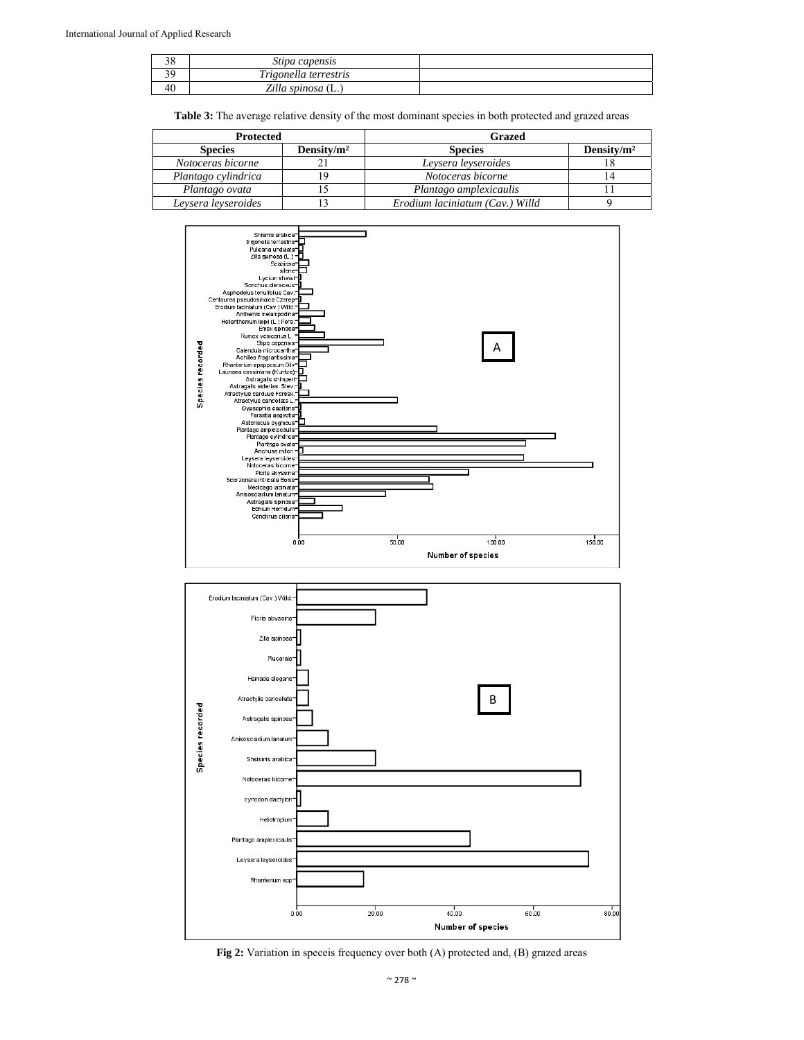| 38 | *Stipa capensis* | |
|---|---|---|
| 39 | *Trigonella terrestris* | |
| 40 | *Zilla spinosa* (L.) | |

**Table 3:** The average relative density of the most dominant species in both protected and grazed areas

| Protected | | Grazed | |
|---|---|---|---|
| **Species** | **Density/m²** | **Species** | **Density/m²** |
| *Notoceras bicorne* | 21 | *Leysera leyseroides* | 18 |
| *Plantago cylindrica* | 19 | *Notoceras bicorne* | 14 |
| *Plantago ovata* | 15 | *Plantago amplexicaulis* | 11 |
| *Leysera leyseroides* | 13 | *Erodium laciniatum (Cav.) Willd* | 9 |

**Fig 2:** Variation in speceis frequency over both (A) protected and, (B) grazed areas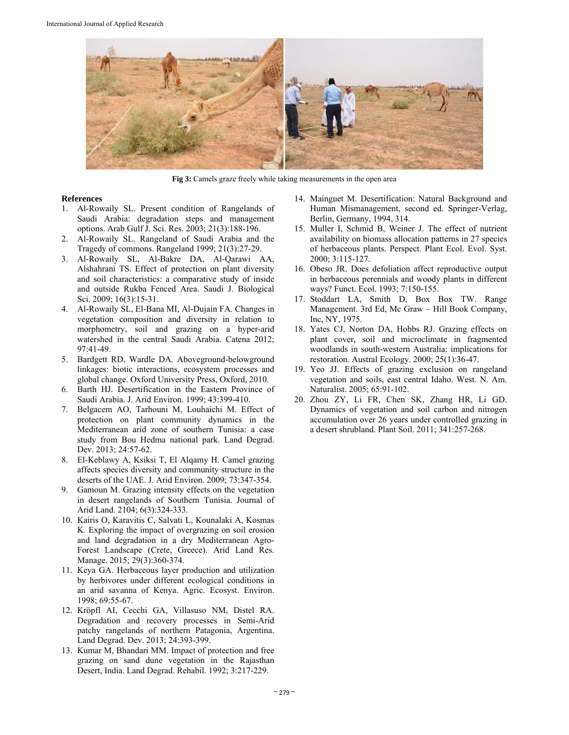**Fig 3:** Camels graze freely while taking measurements in the open area

**References**

1. Al-Rowaily SL. Present condition of Rangelands of Saudi Arabia: degradation steps and management options. Arab Gulf J. Sci. Res. 2003; 21(3):188-196.
2. Al-Rowaily SL. Rangeland of Saudi Arabia and the Tragedy of commons. Rangeland 1999; 21(3):27-29.
3. Al-Rowaily SL, Al-Bakre DA, Al-Qarawi AA, Alshahrani TS. Effect of protection on plant diversity and soil characteristics: a comparative study of inside and outside Rukba Fenced Area. Saudi J. Biological Sci. 2009; 16(3):15-31.
4. Al-Rowaily SL, El-Bana MI, Al-Dujain FA. Changes in vegetation composition and diversity in relation to morphometry, soil and grazing on a hyper-arid watershed in the central Saudi Arabia. Catena 2012; 97:41-49.
5. Bardgett RD, Wardle DA. Aboveground-belowground linkages: biotic interactions, ecosystem processes and global change. Oxford University Press, Oxford, 2010.
6. Barth HJ. Desertification in the Eastern Province of Saudi Arabia. J. Arid Environ. 1999; 43:399-410.
7. Belgacem AO, Tarhouni M, Louhaichi M. Effect of protection on plant community dynamics in the Mediterranean arid zone of southern Tunisia: a case study from Bou Hedma national park. Land Degrad. Dev. 2013; 24:57-62.
8. El-Keblawy A, Ksiksi T, El Alqamy H. Camel grazing affects species diversity and community structure in the deserts of the UAE. J. Arid Environ. 2009; 73:347-354.
9. Gamoun M. Grazing intensity effects on the vegetation in desert rangelands of Southern Tunisia. Journal of Arid Land. 2104; 6(3):324-333.
10. Kairis O, Karavitis C, Salvati L, Kounalaki A, Kosmas K. Exploring the impact of overgrazing on soil erosion and land degradation in a dry Mediterranean Agro-Forest Landscape (Crete, Greece). Arid Land Res. Manage. 2015; 29(3):360-374.
11. Keya GA. Herbaceous layer production and utilization by herbivores under different ecological conditions in an arid savanna of Kenya. Agric. Ecosyst. Environ. 1998; 69:55-67.
12. Kröpfl AI, Cecchi GA, Villasuso NM, Distel RA. Degradation and recovery processes in Semi-Arid patchy rangelands of northern Patagonia, Argentina. Land Degrad. Dev. 2013; 24:393-399.
13. Kumar M, Bhandari MM. Impact of protection and free grazing on sand dune vegetation in the Rajasthan Desert, India. Land Degrad. Rehabil. 1992; 3:217-229.
14. Mainguet M. Desertification: Natural Background and Human Mismanagement, second ed. Springer-Verlag, Berlin, Germany, 1994, 314.
15. Muller I, Schmid B, Weiner J. The effect of nutrient availability on biomass allocation patterns in 27 species of herbaceous plants. Perspect. Plant Ecol. Evol. Syst. 2000; 3:115-127.
16. Obeso JR. Does defoliation affect reproductive output in herbaceous perennials and woody plants in different ways? Funct. Ecol. 1993; 7:150-155.
17. Stoddart LA, Smith D, Box Box TW. Range Management. 3rd Ed, Mc Graw – Hill Book Company, Inc, NY, 1975.
18. Yates CJ, Norton DA, Hobbs RJ. Grazing effects on plant cover, soil and microclimate in fragmented woodlands in south-western Australia: implications for restoration. Austral Ecology. 2000; 25(1):36-47.
19. Yeo JJ. Effects of grazing exclusion on rangeland vegetation and soils, east central Idaho. West. N. Am. Naturalist. 2005; 65:91-102.
20. Zhou ZY, Li FR, Chen SK, Zhang HR, Li GD. Dynamics of vegetation and soil carbon and nitrogen accumulation over 26 years under controlled grazing in a desert shrubland. Plant Soil. 2011; 341:257-268.